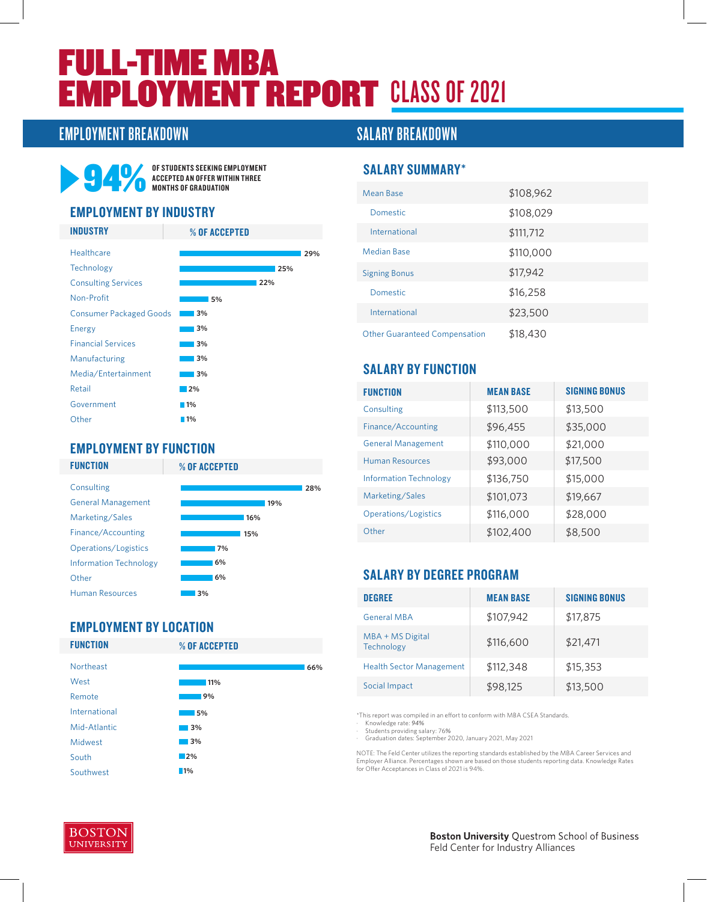# FULL-TIME MBA EMPLOYMENT REPORT CLASS OF 2021

## EMPLOYMENT BREAKDOWN

**94%** OF STUDENTS SEEKING EMPLOYMENT ACCEPTED AN OFFER WITHIN THREE MONTHS OF GRADUATION

### EMPLOYMENT BY INDUSTRY

| INDUSTRY | % OF ACCEPTED |
|---|---|
| Healthcare | 29% |
| Technology | 25% |
| Consulting Services | 22% |
| Non-Profit | 5% |
| Consumer Packaged Goods | 3% |
| Energy | 3% |
| Financial Services | 3% |
| Manufacturing | 3% |
| Media/Entertainment | 3% |
| Retail | 2% |
| Government | 1% |
| Other | 1% |

### EMPLOYMENT BY FUNCTION

| FUNCTION | % OF ACCEPTED |
|---|---|
| Consulting | 28% |
| General Management | 19% |
| Marketing/Sales | 16% |
| Finance/Accounting | 15% |
| Operations/Logistics | 7% |
| Information Technology | 6% |
| Other | 6% |
| Human Resources | 3% |

### EMPLOYMENT BY LOCATION

| FUNCTION | % OF ACCEPTED |
|---|---|
| Northeast | 66% |
| West | 11% |
| Remote | 9% |
| International | 5% |
| Mid-Atlantic | 3% |
| Midwest | 3% |
| South | 2% |
| Southwest | 1% |

## SALARY BREAKDOWN

### SALARY SUMMARY*

| | |
|---|---|
| Mean Base | $108,962 |
| Domestic | $108,029 |
| International | $111,712 |
| Median Base | $110,000 |
| Signing Bonus | $17,942 |
| Domestic | $16,258 |
| International | $23,500 |
| Other Guaranteed Compensation | $18,430 |

### SALARY BY FUNCTION

| FUNCTION | MEAN BASE | SIGNING BONUS |
|---|---|---|
| Consulting | $113,500 | $13,500 |
| Finance/Accounting | $96,455 | $35,000 |
| General Management | $110,000 | $21,000 |
| Human Resources | $93,000 | $17,500 |
| Information Technology | $136,750 | $15,000 |
| Marketing/Sales | $101,073 | $19,667 |
| Operations/Logistics | $116,000 | $28,000 |
| Other | $102,400 | $8,500 |

### SALARY BY DEGREE PROGRAM

| DEGREE | MEAN BASE | SIGNING BONUS |
|---|---|---|
| General MBA | $107,942 | $17,875 |
| MBA + MS Digital Technology | $116,600 | $21,471 |
| Health Sector Management | $112,348 | $15,353 |
| Social Impact | $98,125 | $13,500 |

*This report was compiled in an effort to conform with MBA CSEA Standards.
- Knowledge rate: 94%
- Students providing salary: 76%
- Graduation dates: September 2020, January 2021, May 2021

NOTE: The Feld Center utilizes the reporting standards established by the MBA Career Services and Employer Alliance. Percentages shown are based on those students reporting data. Knowledge Rates for Offer Acceptances in Class of 2021 is 94%.

BOSTON UNIVERSITY

**Boston University** Questrom School of Business
Feld Center for Industry Alliances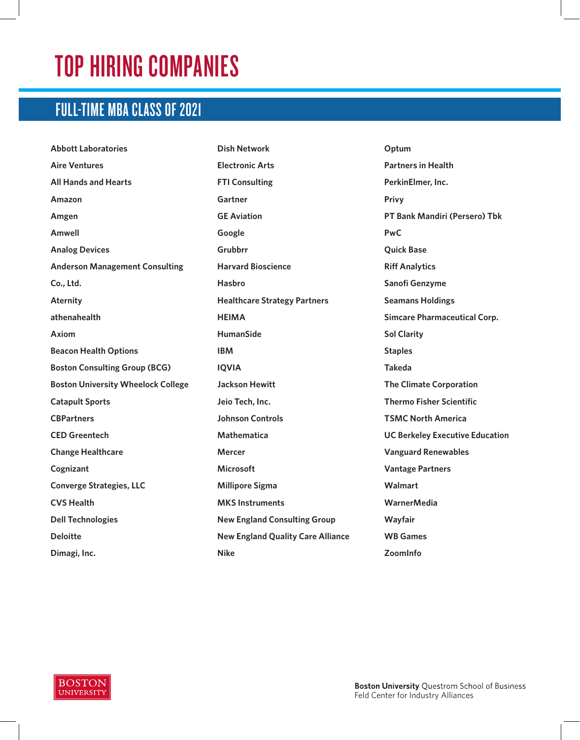# TOP HIRING COMPANIES

## FULL-TIME MBA CLASS OF 2021

**Abbott Laboratories**
**Aire Ventures**
**All Hands and Hearts**
**Amazon**
**Amgen**
**Amwell**
**Analog Devices**
**Anderson Management Consulting Co., Ltd.**
**Aternity**
**athenahealth**
**Axiom**
**Beacon Health Options**
**Boston Consulting Group (BCG)**
**Boston University Wheelock College**
**Catapult Sports**
**CBPartners**
**CED Greentech**
**Change Healthcare**
**Cognizant**
**Converge Strategies, LLC**
**CVS Health**
**Dell Technologies**
**Deloitte**
**Dimagi, Inc.**
**Dish Network**
**Electronic Arts**
**FTI Consulting**
**Gartner**
**GE Aviation**
**Google**
**Grubbrr**
**Harvard Bioscience**
**Hasbro**
**Healthcare Strategy Partners**
**HEIMA**
**HumanSide**
**IBM**
**IQVIA**
**Jackson Hewitt**
**Jeio Tech, Inc.**
**Johnson Controls**
**Mathematica**
**Mercer**
**Microsoft**
**Millipore Sigma**
**MKS Instruments**
**New England Consulting Group**
**New England Quality Care Alliance**
**Nike**
**Optum**
**Partners in Health**
**PerkinElmer, Inc.**
**Privy**
**PT Bank Mandiri (Persero) Tbk**
**PwC**
**Quick Base**
**Riff Analytics**
**Sanofi Genzyme**
**Seamans Holdings**
**Simcare Pharmaceutical Corp.**
**Sol Clarity**
**Staples**
**Takeda**
**The Climate Corporation**
**Thermo Fisher Scientific**
**TSMC North America**
**UC Berkeley Executive Education**
**Vanguard Renewables**
**Vantage Partners**
**Walmart**
**WarnerMedia**
**Wayfair**
**WB Games**
**ZoomInfo**

BOSTON UNIVERSITY

**Boston University** Questrom School of Business
Feld Center for Industry Alliances